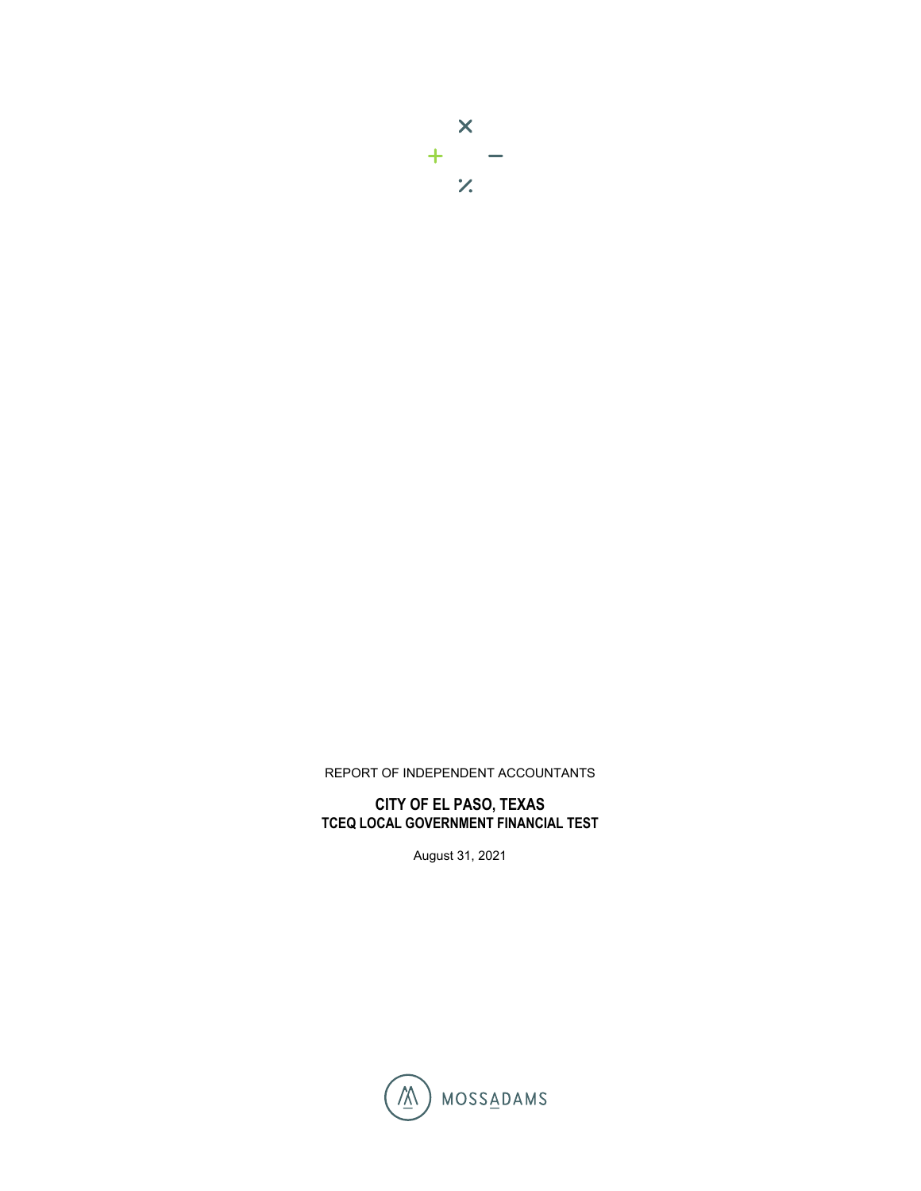REPORT OF INDEPENDENT ACCOUNTANTS

# CITY OF EL PASO, TEXAS
## TCEQ LOCAL GOVERNMENT FINANCIAL TEST

August 31, 2021

MOSSADAMS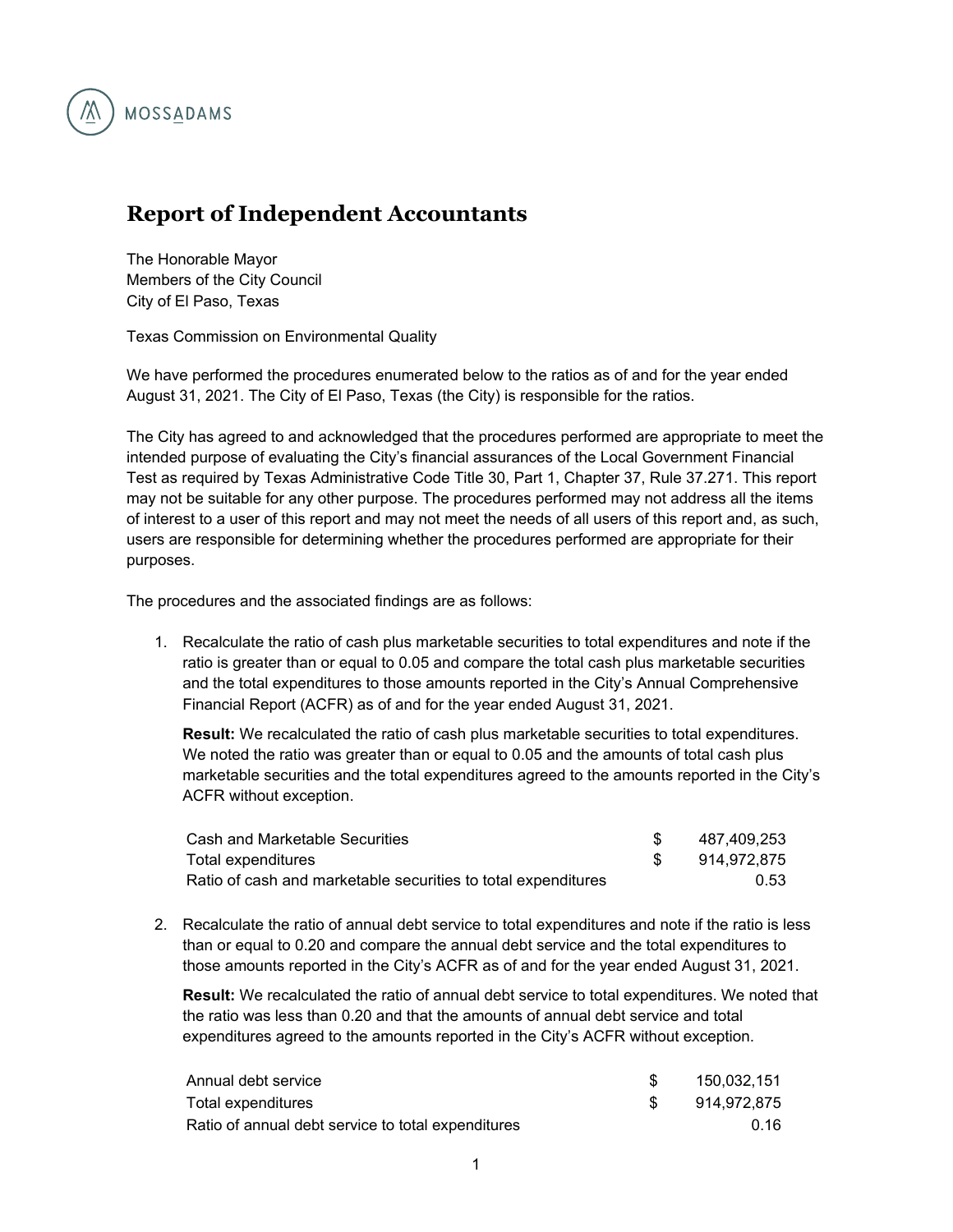MOSSADAMS

# Report of Independent Accountants

The Honorable Mayor
Members of the City Council
City of El Paso, Texas

Texas Commission on Environmental Quality

We have performed the procedures enumerated below to the ratios as of and for the year ended August 31, 2021. The City of El Paso, Texas (the City) is responsible for the ratios.

The City has agreed to and acknowledged that the procedures performed are appropriate to meet the intended purpose of evaluating the City's financial assurances of the Local Government Financial Test as required by Texas Administrative Code Title 30, Part 1, Chapter 37, Rule 37.271. This report may not be suitable for any other purpose. The procedures performed may not address all the items of interest to a user of this report and may not meet the needs of all users of this report and, as such, users are responsible for determining whether the procedures performed are appropriate for their purposes.

The procedures and the associated findings are as follows:

1. Recalculate the ratio of cash plus marketable securities to total expenditures and note if the ratio is greater than or equal to 0.05 and compare the total cash plus marketable securities and the total expenditures to those amounts reported in the City's Annual Comprehensive Financial Report (ACFR) as of and for the year ended August 31, 2021.

   **Result:** We recalculated the ratio of cash plus marketable securities to total expenditures. We noted the ratio was greater than or equal to 0.05 and the amounts of total cash plus marketable securities and the total expenditures agreed to the amounts reported in the City's ACFR without exception.

   | | | |
   |---|---|---|
   | Cash and Marketable Securities | $ | 487,409,253 |
   | Total expenditures | $ | 914,972,875 |
   | Ratio of cash and marketable securities to total expenditures | | 0.53 |

2. Recalculate the ratio of annual debt service to total expenditures and note if the ratio is less than or equal to 0.20 and compare the annual debt service and the total expenditures to those amounts reported in the City's ACFR as of and for the year ended August 31, 2021.

   **Result:** We recalculated the ratio of annual debt service to total expenditures. We noted that the ratio was less than 0.20 and that the amounts of annual debt service and total expenditures agreed to the amounts reported in the City's ACFR without exception.

   | | | |
   |---|---|---|
   | Annual debt service | $ | 150,032,151 |
   | Total expenditures | $ | 914,972,875 |
   | Ratio of annual debt service to total expenditures | | 0.16 |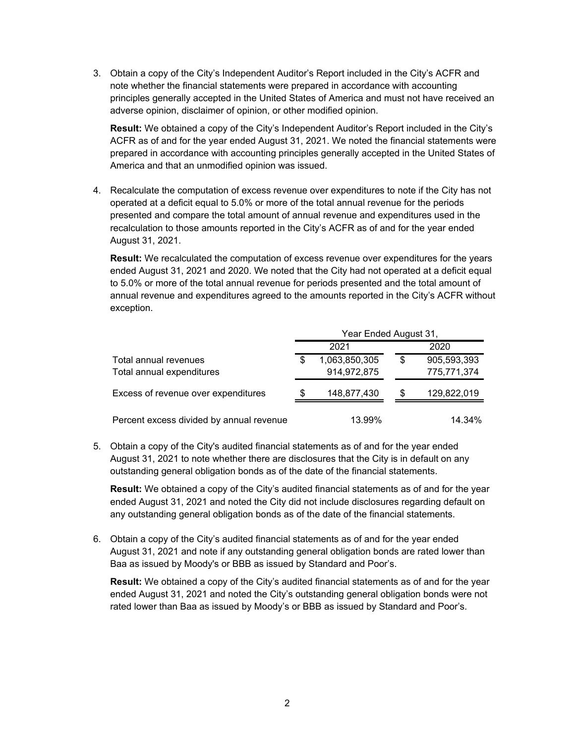3. Obtain a copy of the City's Independent Auditor's Report included in the City's ACFR and note whether the financial statements were prepared in accordance with accounting principles generally accepted in the United States of America and must not have received an adverse opinion, disclaimer of opinion, or other modified opinion.

   **Result:** We obtained a copy of the City's Independent Auditor's Report included in the City's ACFR as of and for the year ended August 31, 2021. We noted the financial statements were prepared in accordance with accounting principles generally accepted in the United States of America and that an unmodified opinion was issued.

4. Recalculate the computation of excess revenue over expenditures to note if the City has not operated at a deficit equal to 5.0% or more of the total annual revenue for the periods presented and compare the total amount of annual revenue and expenditures used in the recalculation to those amounts reported in the City's ACFR as of and for the year ended August 31, 2021.

   **Result:** We recalculated the computation of excess revenue over expenditures for the years ended August 31, 2021 and 2020. We noted that the City had not operated at a deficit equal to 5.0% or more of the total annual revenue for periods presented and the total amount of annual revenue and expenditures agreed to the amounts reported in the City's ACFR without exception.

| | Year Ended August 31, | |
|---|---|---|
| | 2021 | 2020 |
| Total annual revenues | $ 1,063,850,305 | $ 905,593,393 |
| Total annual expenditures | 914,972,875 | 775,771,374 |
| Excess of revenue over expenditures | $ 148,877,430 | $ 129,822,019 |
| Percent excess divided by annual revenue | 13.99% | 14.34% |

5. Obtain a copy of the City's audited financial statements as of and for the year ended August 31, 2021 to note whether there are disclosures that the City is in default on any outstanding general obligation bonds as of the date of the financial statements.

   **Result:** We obtained a copy of the City's audited financial statements as of and for the year ended August 31, 2021 and noted the City did not include disclosures regarding default on any outstanding general obligation bonds as of the date of the financial statements.

6. Obtain a copy of the City's audited financial statements as of and for the year ended August 31, 2021 and note if any outstanding general obligation bonds are rated lower than Baa as issued by Moody's or BBB as issued by Standard and Poor's.

   **Result:** We obtained a copy of the City's audited financial statements as of and for the year ended August 31, 2021 and noted the City's outstanding general obligation bonds were not rated lower than Baa as issued by Moody's or BBB as issued by Standard and Poor's.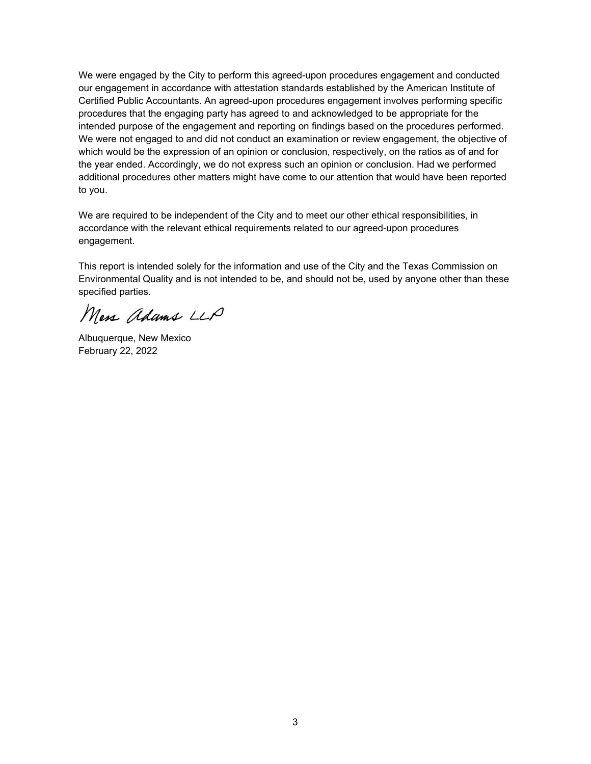We were engaged by the City to perform this agreed-upon procedures engagement and conducted our engagement in accordance with attestation standards established by the American Institute of Certified Public Accountants. An agreed-upon procedures engagement involves performing specific procedures that the engaging party has agreed to and acknowledged to be appropriate for the intended purpose of the engagement and reporting on findings based on the procedures performed. We were not engaged to and did not conduct an examination or review engagement, the objective of which would be the expression of an opinion or conclusion, respectively, on the ratios as of and for the year ended. Accordingly, we do not express such an opinion or conclusion. Had we performed additional procedures other matters might have come to our attention that would have been reported to you.

We are required to be independent of the City and to meet our other ethical responsibilities, in accordance with the relevant ethical requirements related to our agreed-upon procedures engagement.

This report is intended solely for the information and use of the City and the Texas Commission on Environmental Quality and is not intended to be, and should not be, used by anyone other than these specified parties.

Moss Adams LLP

Albuquerque, New Mexico
February 22, 2022